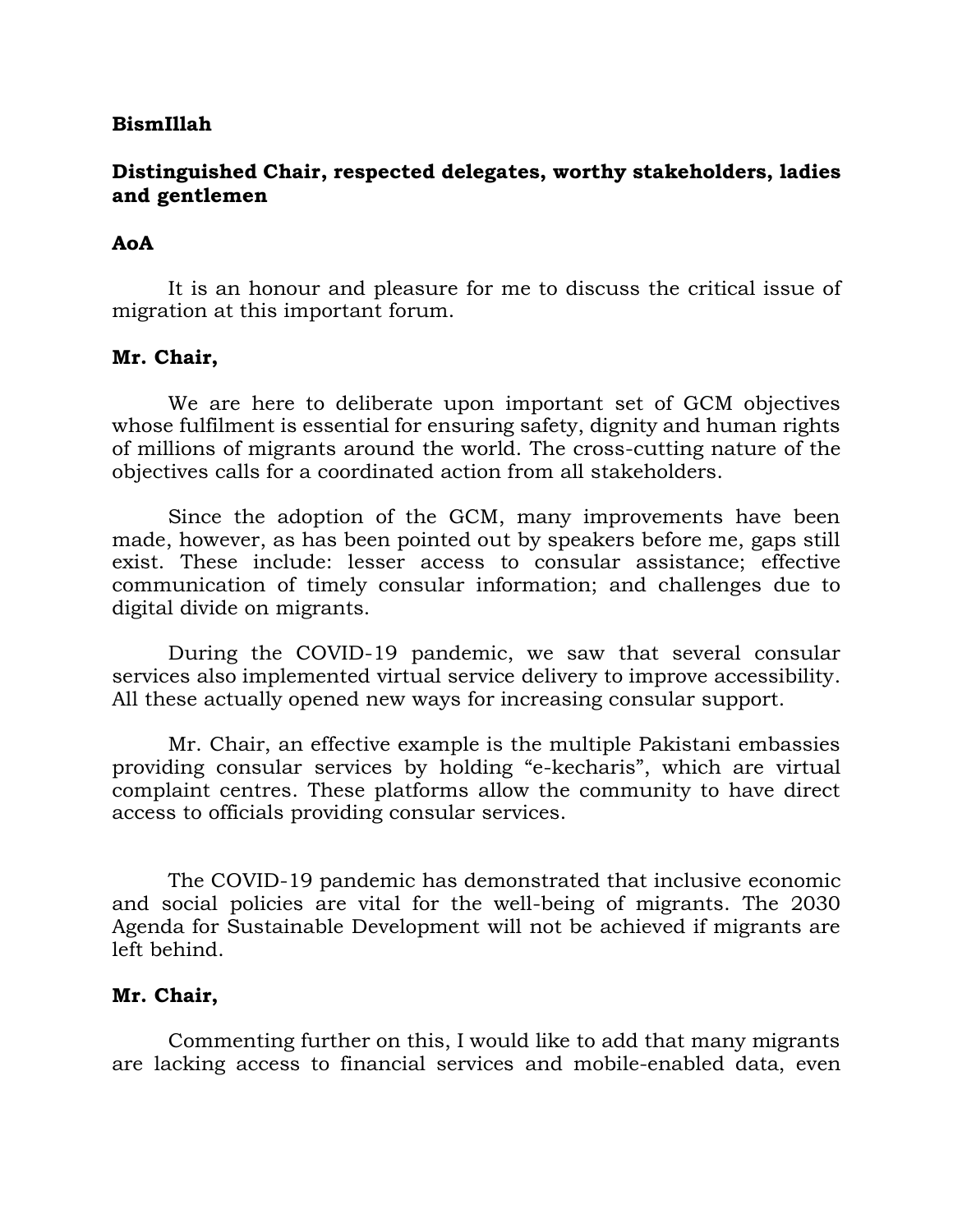**BismIllah**

**Distinguished Chair, respected delegates, worthy stakeholders, ladies and gentlemen**

**AoA**

It is an honour and pleasure for me to discuss the critical issue of migration at this important forum.

**Mr. Chair,**

We are here to deliberate upon important set of GCM objectives whose fulfilment is essential for ensuring safety, dignity and human rights of millions of migrants around the world. The cross-cutting nature of the objectives calls for a coordinated action from all stakeholders.

Since the adoption of the GCM, many improvements have been made, however, as has been pointed out by speakers before me, gaps still exist. These include: lesser access to consular assistance; effective communication of timely consular information; and challenges due to digital divide on migrants.

During the COVID-19 pandemic, we saw that several consular services also implemented virtual service delivery to improve accessibility. All these actually opened new ways for increasing consular support.

Mr. Chair, an effective example is the multiple Pakistani embassies providing consular services by holding "e-kecharis", which are virtual complaint centres. These platforms allow the community to have direct access to officials providing consular services.

The COVID-19 pandemic has demonstrated that inclusive economic and social policies are vital for the well-being of migrants. The 2030 Agenda for Sustainable Development will not be achieved if migrants are left behind.

**Mr. Chair,**

Commenting further on this, I would like to add that many migrants are lacking access to financial services and mobile-enabled data, even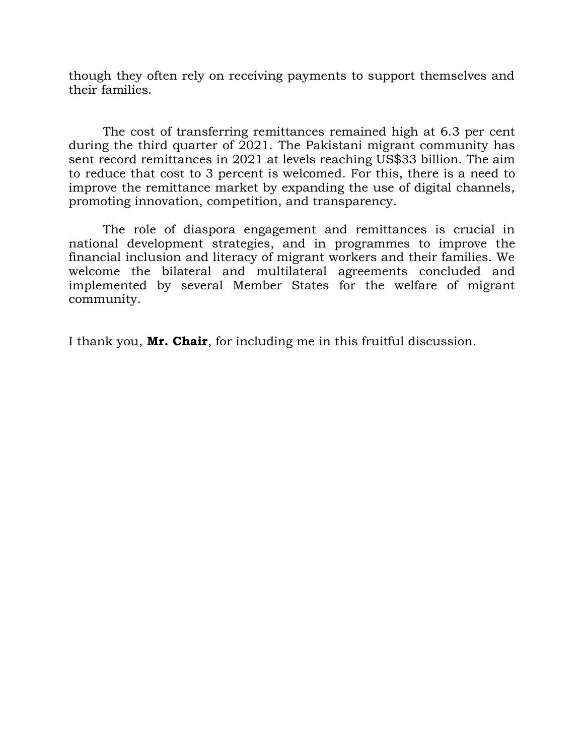though they often rely on receiving payments to support themselves and their families.

The cost of transferring remittances remained high at 6.3 per cent during the third quarter of 2021. The Pakistani migrant community has sent record remittances in 2021 at levels reaching US$33 billion. The aim to reduce that cost to 3 percent is welcomed. For this, there is a need to improve the remittance market by expanding the use of digital channels, promoting innovation, competition, and transparency.

The role of diaspora engagement and remittances is crucial in national development strategies, and in programmes to improve the financial inclusion and literacy of migrant workers and their families. We welcome the bilateral and multilateral agreements concluded and implemented by several Member States for the welfare of migrant community.

I thank you, **Mr. Chair**, for including me in this fruitful discussion.